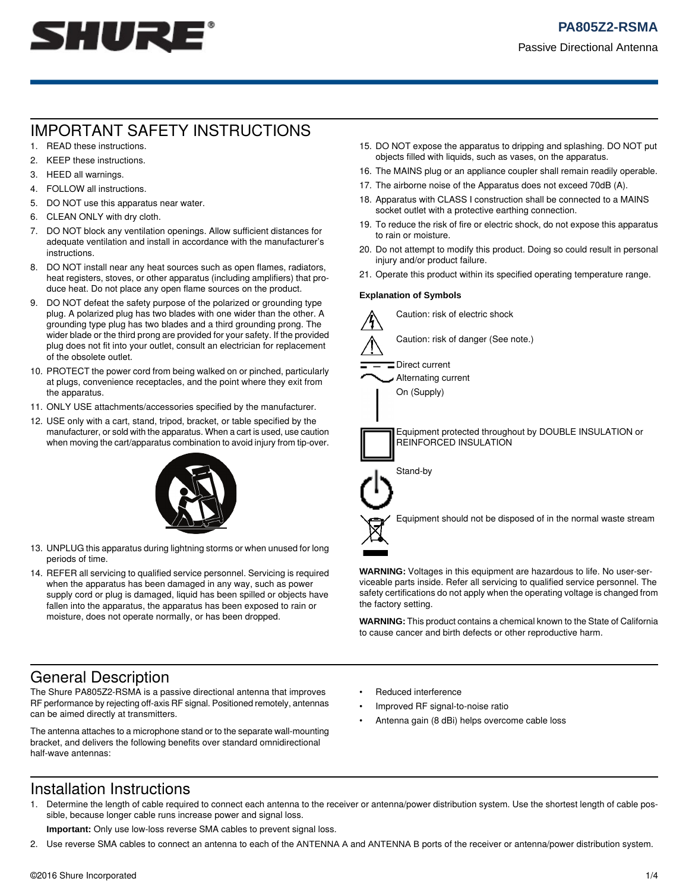# PA805Z2-RSMA

Passive Directional Antenna

## IMPORTANT SAFETY INSTRUCTIONS

1. READ these instructions.
2. KEEP these instructions.
3. HEED all warnings.
4. FOLLOW all instructions.
5. DO NOT use this apparatus near water.
6. CLEAN ONLY with dry cloth.
7. DO NOT block any ventilation openings. Allow sufficient distances for adequate ventilation and install in accordance with the manufacturer's instructions.
8. DO NOT install near any heat sources such as open flames, radiators, heat registers, stoves, or other apparatus (including amplifiers) that produce heat. Do not place any open flame sources on the product.
9. DO NOT defeat the safety purpose of the polarized or grounding type plug. A polarized plug has two blades with one wider than the other. A grounding type plug has two blades and a third grounding prong. The wider blade or the third prong are provided for your safety. If the provided plug does not fit into your outlet, consult an electrician for replacement of the obsolete outlet.
10. PROTECT the power cord from being walked on or pinched, particularly at plugs, convenience receptacles, and the point where they exit from the apparatus.
11. ONLY USE attachments/accessories specified by the manufacturer.
12. USE only with a cart, stand, tripod, bracket, or table specified by the manufacturer, or sold with the apparatus. When a cart is used, use caution when moving the cart/apparatus combination to avoid injury from tip-over.
13. UNPLUG this apparatus during lightning storms or when unused for long periods of time.
14. REFER all servicing to qualified service personnel. Servicing is required when the apparatus has been damaged in any way, such as power supply cord or plug is damaged, liquid has been spilled or objects have fallen into the apparatus, the apparatus has been exposed to rain or moisture, does not operate normally, or has been dropped.
15. DO NOT expose the apparatus to dripping and splashing. DO NOT put objects filled with liquids, such as vases, on the apparatus.
16. The MAINS plug or an appliance coupler shall remain readily operable.
17. The airborne noise of the Apparatus does not exceed 70dB (A).
18. Apparatus with CLASS I construction shall be connected to a MAINS socket outlet with a protective earthing connection.
19. To reduce the risk of fire or electric shock, do not expose this apparatus to rain or moisture.
20. Do not attempt to modify this product. Doing so could result in personal injury and/or product failure.
21. Operate this product within its specified operating temperature range.

**Explanation of Symbols**

Caution: risk of electric shock

Caution: risk of danger (See note.)

Direct current

Alternating current

On (Supply)

Equipment protected throughout by DOUBLE INSULATION or REINFORCED INSULATION

Stand-by

Equipment should not be disposed of in the normal waste stream

**WARNING:** Voltages in this equipment are hazardous to life. No user-serviceable parts inside. Refer all servicing to qualified service personnel. The safety certifications do not apply when the operating voltage is changed from the factory setting.

**WARNING:** This product contains a chemical known to the State of California to cause cancer and birth defects or other reproductive harm.

## General Description

The Shure PA805Z2-RSMA is a passive directional antenna that improves RF performance by rejecting off-axis RF signal. Positioned remotely, antennas can be aimed directly at transmitters.

The antenna attaches to a microphone stand or to the separate wall-mounting bracket, and delivers the following benefits over standard omnidirectional half-wave antennas:

- Reduced interference
- Improved RF signal-to-noise ratio
- Antenna gain (8 dBi) helps overcome cable loss

## Installation Instructions

1. Determine the length of cable required to connect each antenna to the receiver or antenna/power distribution system. Use the shortest length of cable possible, because longer cable runs increase power and signal loss.

   **Important:** Only use low-loss reverse SMA cables to prevent signal loss.

2. Use reverse SMA cables to connect an antenna to each of the ANTENNA A and ANTENNA B ports of the receiver or antenna/power distribution system.

©2016 Shure Incorporated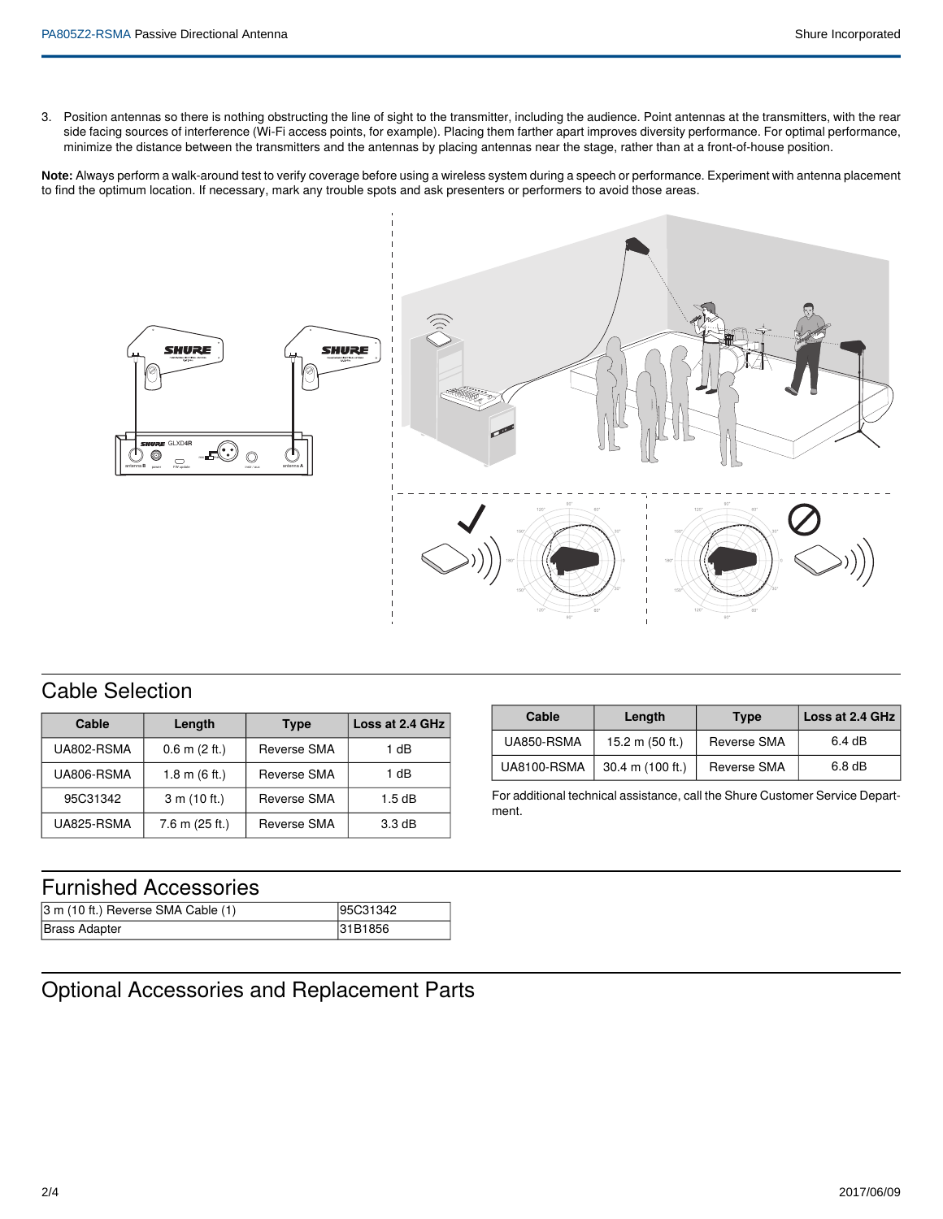3. Position antennas so there is nothing obstructing the line of sight to the transmitter, including the audience. Point antennas at the transmitters, with the rear side facing sources of interference (Wi-Fi access points, for example). Placing them farther apart improves diversity performance. For optimal performance, minimize the distance between the transmitters and the antennas by placing antennas near the stage, rather than at a front-of-house position.

**Note:** Always perform a walk-around test to verify coverage before using a wireless system during a speech or performance. Experiment with antenna placement to find the optimum location. If necessary, mark any trouble spots and ask presenters or performers to avoid those areas.

## Cable Selection

| Cable | Length | Type | Loss at 2.4 GHz |
|---|---|---|---|
| UA802-RSMA | 0.6 m (2 ft.) | Reverse SMA | 1 dB |
| UA806-RSMA | 1.8 m (6 ft.) | Reverse SMA | 1 dB |
| 95C31342 | 3 m (10 ft.) | Reverse SMA | 1.5 dB |
| UA825-RSMA | 7.6 m (25 ft.) | Reverse SMA | 3.3 dB |
| UA850-RSMA | 15.2 m (50 ft.) | Reverse SMA | 6.4 dB |
| UA8100-RSMA | 30.4 m (100 ft.) | Reverse SMA | 6.8 dB |

For additional technical assistance, call the Shure Customer Service Department.

## Furnished Accessories

| | |
|---|---|
| 3 m (10 ft.) Reverse SMA Cable (1) | 95C31342 |
| Brass Adapter | 31B1856 |

## Optional Accessories and Replacement Parts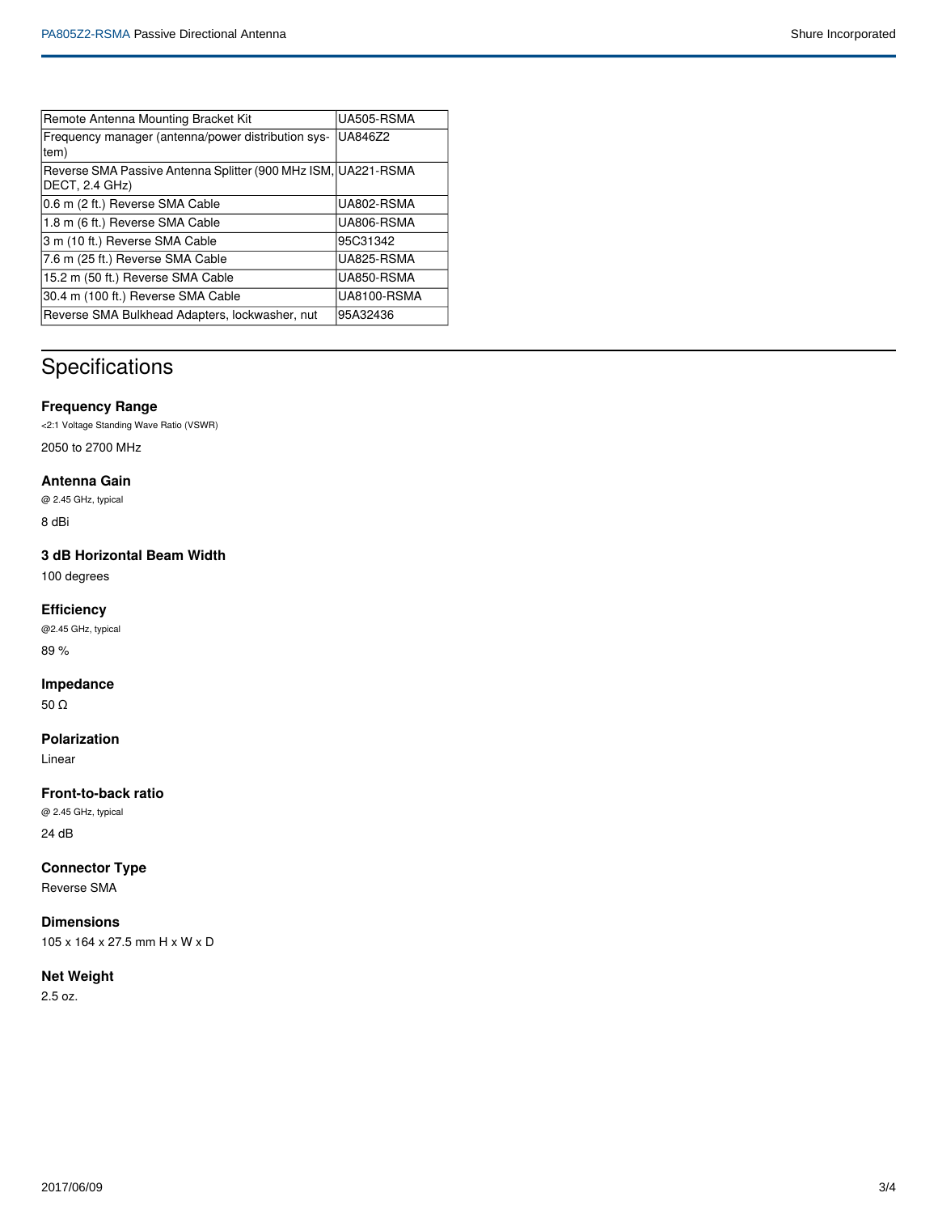| | |
|---|---|
| Remote Antenna Mounting Bracket Kit | UA505-RSMA |
| Frequency manager (antenna/power distribution system) | UA846Z2 |
| Reverse SMA Passive Antenna Splitter (900 MHz ISM, DECT, 2.4 GHz) | UA221-RSMA |
| 0.6 m (2 ft.) Reverse SMA Cable | UA802-RSMA |
| 1.8 m (6 ft.) Reverse SMA Cable | UA806-RSMA |
| 3 m (10 ft.) Reverse SMA Cable | 95C31342 |
| 7.6 m (25 ft.) Reverse SMA Cable | UA825-RSMA |
| 15.2 m (50 ft.) Reverse SMA Cable | UA850-RSMA |
| 30.4 m (100 ft.) Reverse SMA Cable | UA8100-RSMA |
| Reverse SMA Bulkhead Adapters, lockwasher, nut | 95A32436 |

# Specifications

### Frequency Range

<2:1 Voltage Standing Wave Ratio (VSWR)

2050 to 2700 MHz

### Antenna Gain

@ 2.45 GHz, typical

8 dBi

### 3 dB Horizontal Beam Width

100 degrees

### Efficiency

@2.45 GHz, typical

89 %

### Impedance

50 Ω

### Polarization

Linear

### Front-to-back ratio

@ 2.45 GHz, typical

24 dB

### Connector Type

Reverse SMA

### Dimensions

105 x 164 x 27.5 mm H x W x D

### Net Weight

2.5 oz.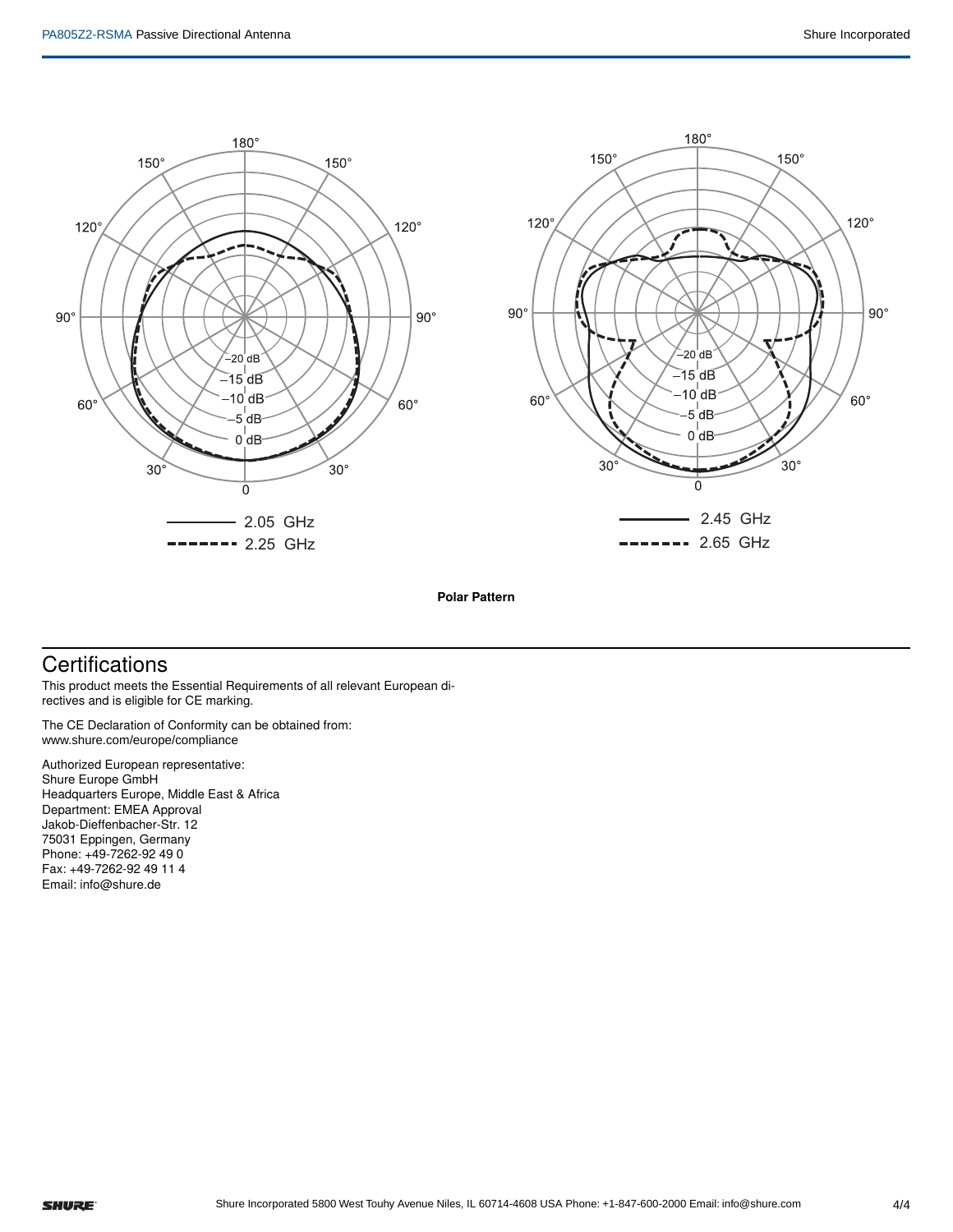180°

150°

150°

120°

120°

90°

90°

60°

60°

30°

30°

0

−20 dB

−15 dB

−10 dB

−5 dB

0 dB

2.05 GHz

2.25 GHz

180°

150°

150°

120°

120°

90°

90°

60°

60°

30°

30°

0

−20 dB

−15 dB

−10 dB

−5 dB

0 dB

2.45 GHz

2.65 GHz

**Polar Pattern**

## Certifications

This product meets the Essential Requirements of all relevant European directives and is eligible for CE marking.

The CE Declaration of Conformity can be obtained from:
www.shure.com/europe/compliance

Authorized European representative:
Shure Europe GmbH
Headquarters Europe, Middle East & Africa
Department: EMEA Approval
Jakob-Dieffenbacher-Str. 12
75031 Eppingen, Germany
Phone: +49-7262-92 49 0
Fax: +49-7262-92 49 11 4
Email: info@shure.de